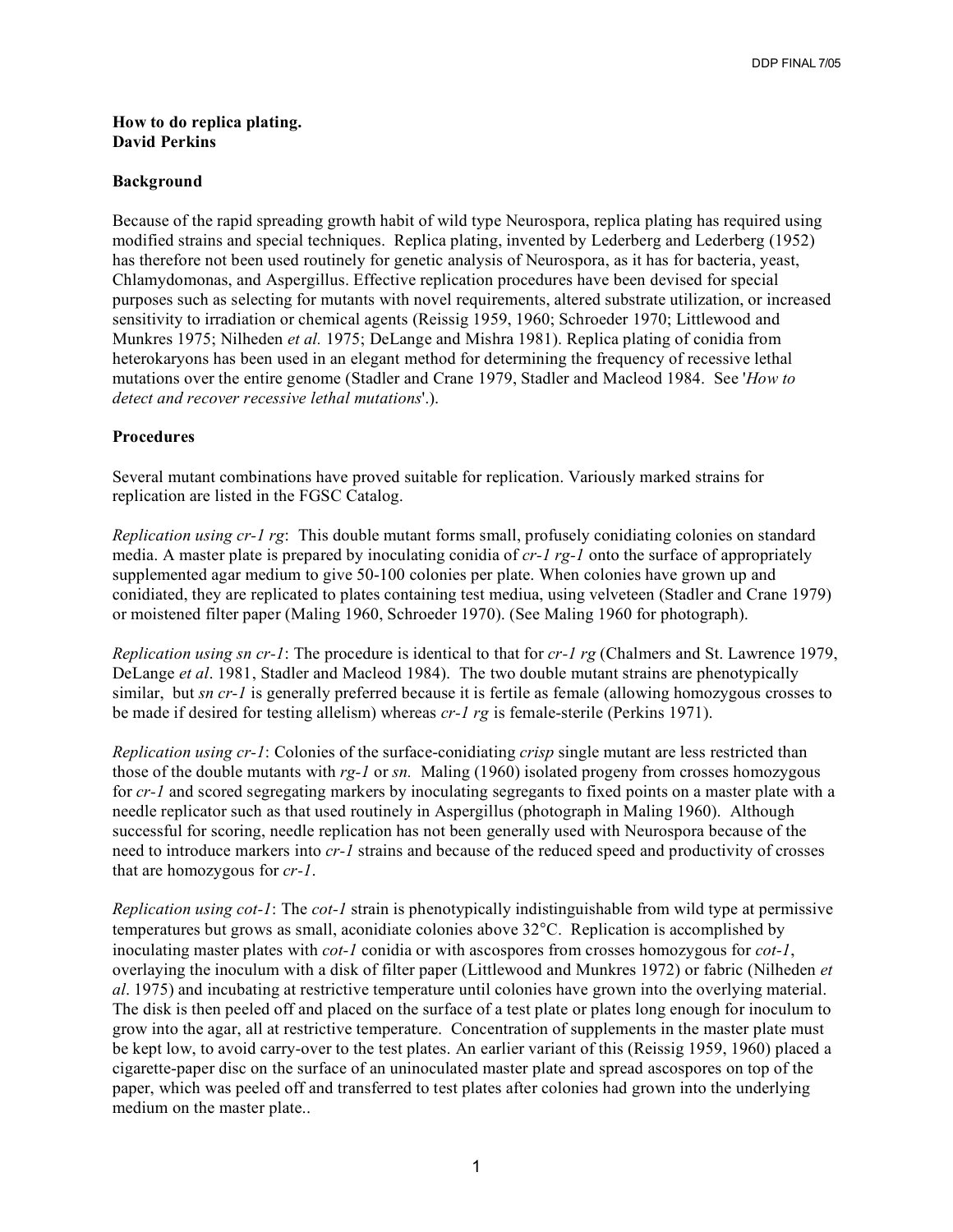**How to do replica plating.**
**David Perkins**

**Background**

Because of the rapid spreading growth habit of wild type Neurospora, replica plating has required using modified strains and special techniques. Replica plating, invented by Lederberg and Lederberg (1952) has therefore not been used routinely for genetic analysis of Neurospora, as it has for bacteria, yeast, Chlamydomonas, and Aspergillus. Effective replication procedures have been devised for special purposes such as selecting for mutants with novel requirements, altered substrate utilization, or increased sensitivity to irradiation or chemical agents (Reissig 1959, 1960; Schroeder 1970; Littlewood and Munkres 1975; Nilheden *et al.* 1975; DeLange and Mishra 1981). Replica plating of conidia from heterokaryons has been used in an elegant method for determining the frequency of recessive lethal mutations over the entire genome (Stadler and Crane 1979, Stadler and Macleod 1984. See '*How to detect and recover recessive lethal mutations*'.).

**Procedures**

Several mutant combinations have proved suitable for replication. Variously marked strains for replication are listed in the FGSC Catalog.

*Replication using cr-1 rg*: This double mutant forms small, profusely conidiating colonies on standard media. A master plate is prepared by inoculating conidia of *cr-1 rg-1* onto the surface of appropriately supplemented agar medium to give 50-100 colonies per plate. When colonies have grown up and conidiated, they are replicated to plates containing test mediua, using velveteen (Stadler and Crane 1979) or moistened filter paper (Maling 1960, Schroeder 1970). (See Maling 1960 for photograph).

*Replication using sn cr-1*: The procedure is identical to that for *cr-1 rg* (Chalmers and St. Lawrence 1979, DeLange *et al*. 1981, Stadler and Macleod 1984). The two double mutant strains are phenotypically similar, but *sn cr-1* is generally preferred because it is fertile as female (allowing homozygous crosses to be made if desired for testing allelism) whereas *cr-1 rg* is female-sterile (Perkins 1971).

*Replication using cr-1*: Colonies of the surface-conidiating *crisp* single mutant are less restricted than those of the double mutants with *rg-1* or *sn.* Maling (1960) isolated progeny from crosses homozygous for *cr-1* and scored segregating markers by inoculating segregants to fixed points on a master plate with a needle replicator such as that used routinely in Aspergillus (photograph in Maling 1960). Although successful for scoring, needle replication has not been generally used with Neurospora because of the need to introduce markers into *cr-1* strains and because of the reduced speed and productivity of crosses that are homozygous for *cr-1*.

*Replication using cot-1*: The *cot-1* strain is phenotypically indistinguishable from wild type at permissive temperatures but grows as small, aconidiate colonies above 32°C. Replication is accomplished by inoculating master plates with *cot-1* conidia or with ascospores from crosses homozygous for *cot-1*, overlaying the inoculum with a disk of filter paper (Littlewood and Munkres 1972) or fabric (Nilheden *et al*. 1975) and incubating at restrictive temperature until colonies have grown into the overlying material. The disk is then peeled off and placed on the surface of a test plate or plates long enough for inoculum to grow into the agar, all at restrictive temperature. Concentration of supplements in the master plate must be kept low, to avoid carry-over to the test plates. An earlier variant of this (Reissig 1959, 1960) placed a cigarette-paper disc on the surface of an uninoculated master plate and spread ascospores on top of the paper, which was peeled off and transferred to test plates after colonies had grown into the underlying medium on the master plate..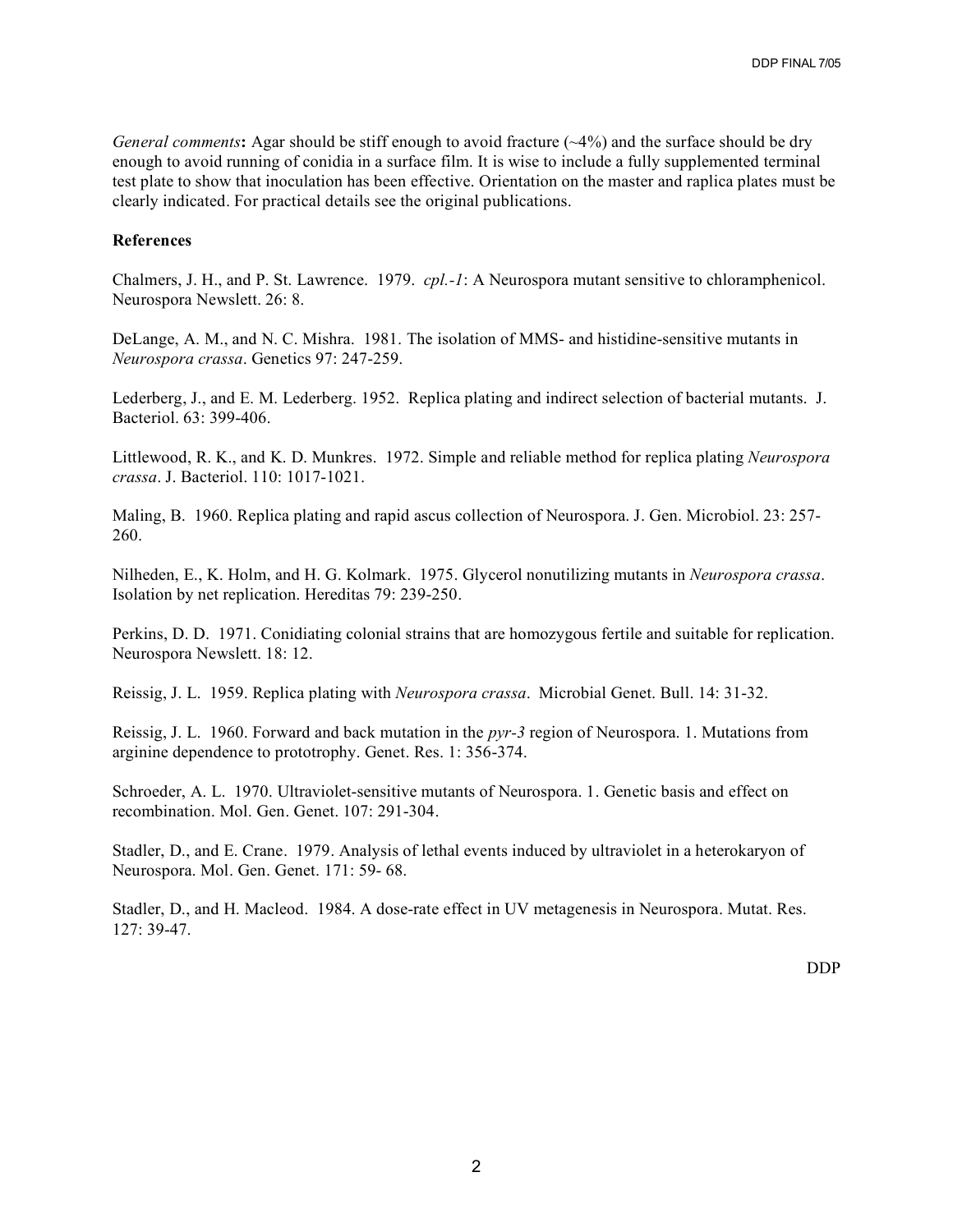*General comments*: Agar should be stiff enough to avoid fracture (~4%) and the surface should be dry enough to avoid running of conidia in a surface film. It is wise to include a fully supplemented terminal test plate to show that inoculation has been effective. Orientation on the master and raplica plates must be clearly indicated. For practical details see the original publications.

**References**

Chalmers, J. H., and P. St. Lawrence. 1979. *cpl.-1*: A Neurospora mutant sensitive to chloramphenicol. Neurospora Newslett. 26: 8.

DeLange, A. M., and N. C. Mishra. 1981. The isolation of MMS- and histidine-sensitive mutants in *Neurospora crassa*. Genetics 97: 247-259.

Lederberg, J., and E. M. Lederberg. 1952. Replica plating and indirect selection of bacterial mutants. J. Bacteriol. 63: 399-406.

Littlewood, R. K., and K. D. Munkres. 1972. Simple and reliable method for replica plating *Neurospora crassa*. J. Bacteriol. 110: 1017-1021.

Maling, B. 1960. Replica plating and rapid ascus collection of Neurospora. J. Gen. Microbiol. 23: 257-260.

Nilheden, E., K. Holm, and H. G. Kolmark. 1975. Glycerol nonutilizing mutants in *Neurospora crassa*. Isolation by net replication. Hereditas 79: 239-250.

Perkins, D. D. 1971. Conidiating colonial strains that are homozygous fertile and suitable for replication. Neurospora Newslett. 18: 12.

Reissig, J. L. 1959. Replica plating with *Neurospora crassa*. Microbial Genet. Bull. 14: 31-32.

Reissig, J. L. 1960. Forward and back mutation in the *pyr-3* region of Neurospora. 1. Mutations from arginine dependence to prototrophy. Genet. Res. 1: 356-374.

Schroeder, A. L. 1970. Ultraviolet-sensitive mutants of Neurospora. 1. Genetic basis and effect on recombination. Mol. Gen. Genet. 107: 291-304.

Stadler, D., and E. Crane. 1979. Analysis of lethal events induced by ultraviolet in a heterokaryon of Neurospora. Mol. Gen. Genet. 171: 59- 68.

Stadler, D., and H. Macleod. 1984. A dose-rate effect in UV metagenesis in Neurospora. Mutat. Res. 127: 39-47.

DDP